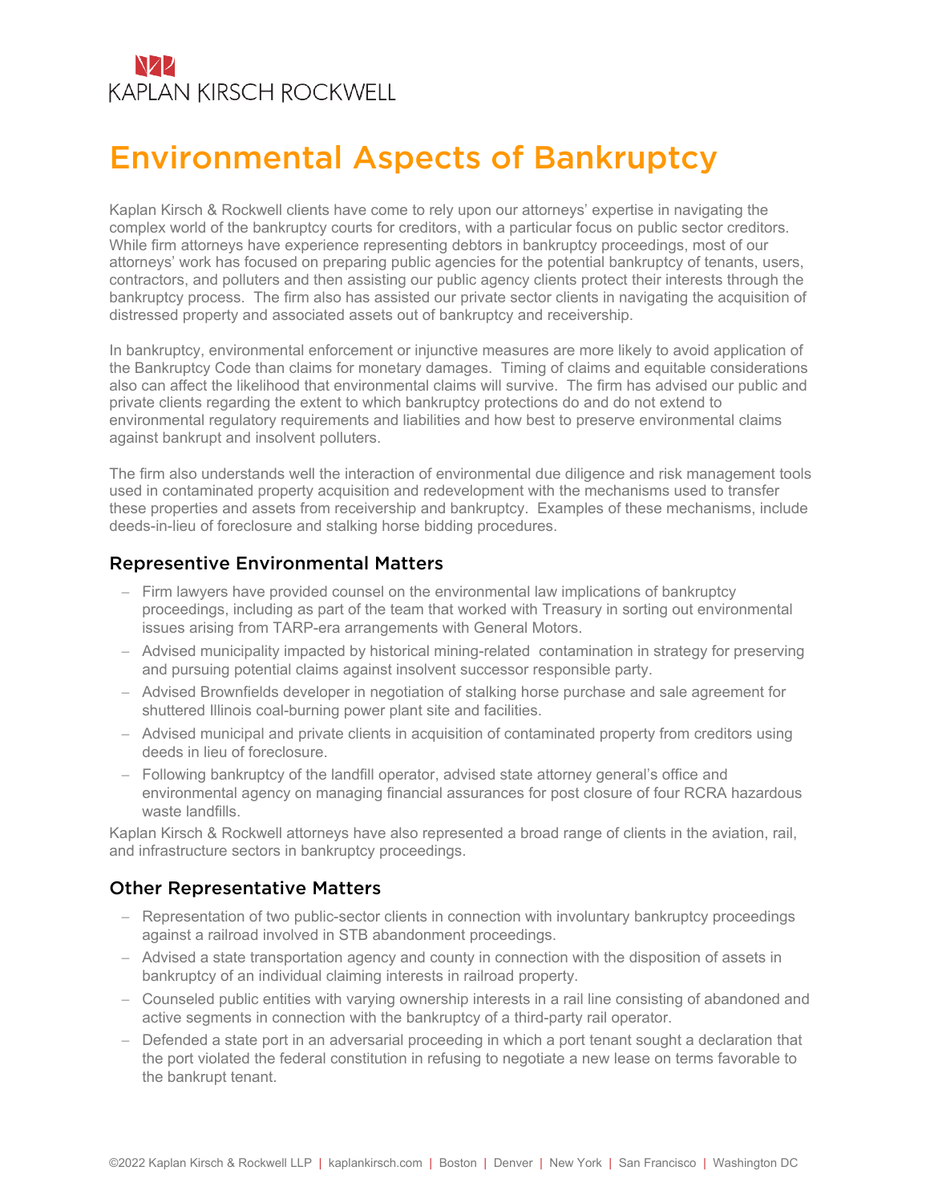KAPLAN KIRSCH ROCKWELL

# Environmental Aspects of Bankruptcy

Kaplan Kirsch & Rockwell clients have come to rely upon our attorneys' expertise in navigating the complex world of the bankruptcy courts for creditors, with a particular focus on public sector creditors. While firm attorneys have experience representing debtors in bankruptcy proceedings, most of our attorneys' work has focused on preparing public agencies for the potential bankruptcy of tenants, users, contractors, and polluters and then assisting our public agency clients protect their interests through the bankruptcy process. The firm also has assisted our private sector clients in navigating the acquisition of distressed property and associated assets out of bankruptcy and receivership.

In bankruptcy, environmental enforcement or injunctive measures are more likely to avoid application of the Bankruptcy Code than claims for monetary damages. Timing of claims and equitable considerations also can affect the likelihood that environmental claims will survive. The firm has advised our public and private clients regarding the extent to which bankruptcy protections do and do not extend to environmental regulatory requirements and liabilities and how best to preserve environmental claims against bankrupt and insolvent polluters.

The firm also understands well the interaction of environmental due diligence and risk management tools used in contaminated property acquisition and redevelopment with the mechanisms used to transfer these properties and assets from receivership and bankruptcy. Examples of these mechanisms, include deeds-in-lieu of foreclosure and stalking horse bidding procedures.

## Representive Environmental Matters

- Firm lawyers have provided counsel on the environmental law implications of bankruptcy proceedings, including as part of the team that worked with Treasury in sorting out environmental issues arising from TARP-era arrangements with General Motors.
- Advised municipality impacted by historical mining-related contamination in strategy for preserving and pursuing potential claims against insolvent successor responsible party.
- Advised Brownfields developer in negotiation of stalking horse purchase and sale agreement for shuttered Illinois coal-burning power plant site and facilities.
- Advised municipal and private clients in acquisition of contaminated property from creditors using deeds in lieu of foreclosure.
- Following bankruptcy of the landfill operator, advised state attorney general's office and environmental agency on managing financial assurances for post closure of four RCRA hazardous waste landfills.

Kaplan Kirsch & Rockwell attorneys have also represented a broad range of clients in the aviation, rail, and infrastructure sectors in bankruptcy proceedings.

## Other Representative Matters

- Representation of two public-sector clients in connection with involuntary bankruptcy proceedings against a railroad involved in STB abandonment proceedings.
- Advised a state transportation agency and county in connection with the disposition of assets in bankruptcy of an individual claiming interests in railroad property.
- Counseled public entities with varying ownership interests in a rail line consisting of abandoned and active segments in connection with the bankruptcy of a third-party rail operator.
- Defended a state port in an adversarial proceeding in which a port tenant sought a declaration that the port violated the federal constitution in refusing to negotiate a new lease on terms favorable to the bankrupt tenant.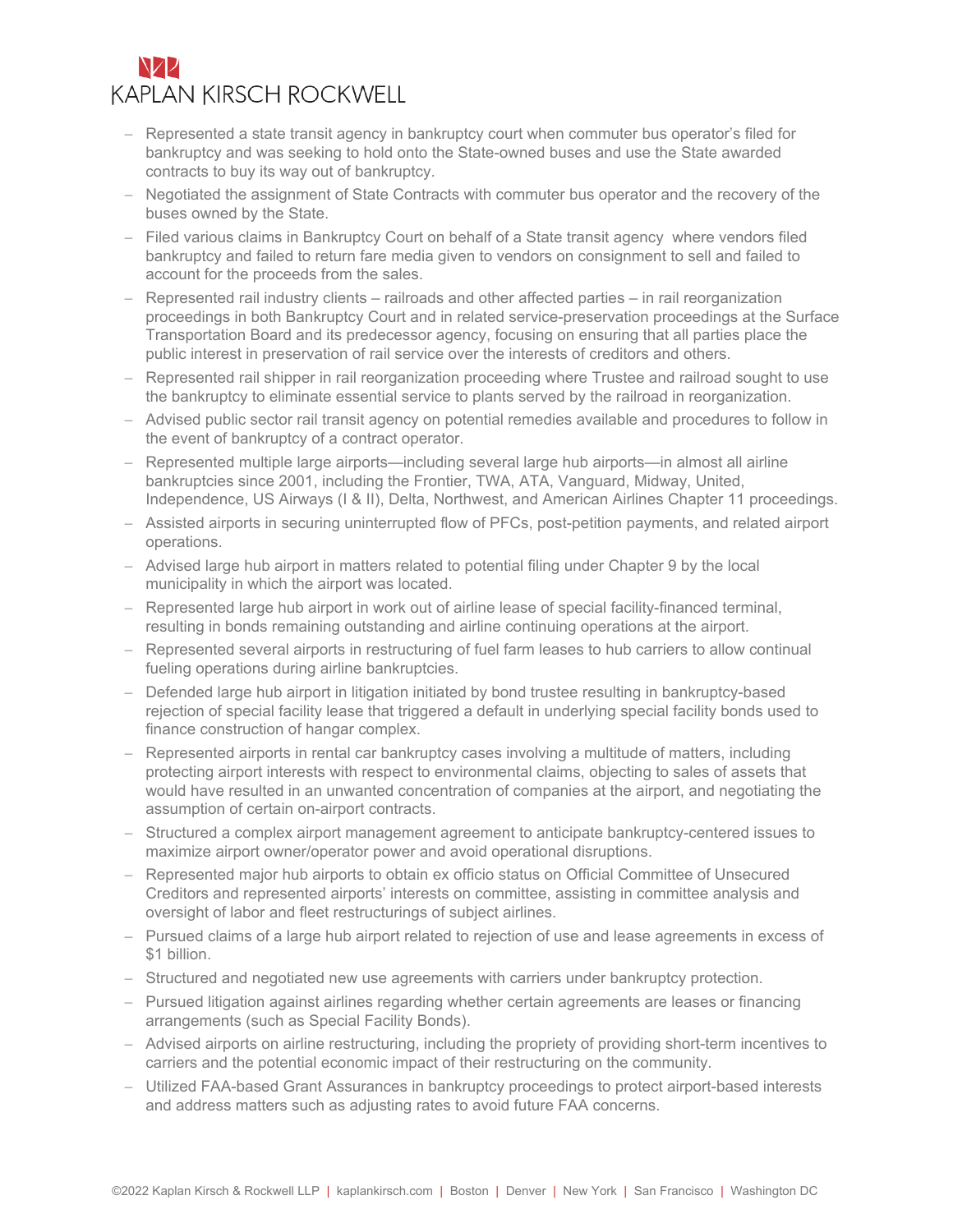- Represented a state transit agency in bankruptcy court when commuter bus operator's filed for bankruptcy and was seeking to hold onto the State-owned buses and use the State awarded contracts to buy its way out of bankruptcy.
- Negotiated the assignment of State Contracts with commuter bus operator and the recovery of the buses owned by the State.
- Filed various claims in Bankruptcy Court on behalf of a State transit agency where vendors filed bankruptcy and failed to return fare media given to vendors on consignment to sell and failed to account for the proceeds from the sales.
- Represented rail industry clients – railroads and other affected parties – in rail reorganization proceedings in both Bankruptcy Court and in related service-preservation proceedings at the Surface Transportation Board and its predecessor agency, focusing on ensuring that all parties place the public interest in preservation of rail service over the interests of creditors and others.
- Represented rail shipper in rail reorganization proceeding where Trustee and railroad sought to use the bankruptcy to eliminate essential service to plants served by the railroad in reorganization.
- Advised public sector rail transit agency on potential remedies available and procedures to follow in the event of bankruptcy of a contract operator.
- Represented multiple large airports—including several large hub airports—in almost all airline bankruptcies since 2001, including the Frontier, TWA, ATA, Vanguard, Midway, United, Independence, US Airways (I & II), Delta, Northwest, and American Airlines Chapter 11 proceedings.
- Assisted airports in securing uninterrupted flow of PFCs, post-petition payments, and related airport operations.
- Advised large hub airport in matters related to potential filing under Chapter 9 by the local municipality in which the airport was located.
- Represented large hub airport in work out of airline lease of special facility-financed terminal, resulting in bonds remaining outstanding and airline continuing operations at the airport.
- Represented several airports in restructuring of fuel farm leases to hub carriers to allow continual fueling operations during airline bankruptcies.
- Defended large hub airport in litigation initiated by bond trustee resulting in bankruptcy-based rejection of special facility lease that triggered a default in underlying special facility bonds used to finance construction of hangar complex.
- Represented airports in rental car bankruptcy cases involving a multitude of matters, including protecting airport interests with respect to environmental claims, objecting to sales of assets that would have resulted in an unwanted concentration of companies at the airport, and negotiating the assumption of certain on-airport contracts.
- Structured a complex airport management agreement to anticipate bankruptcy-centered issues to maximize airport owner/operator power and avoid operational disruptions.
- Represented major hub airports to obtain ex officio status on Official Committee of Unsecured Creditors and represented airports' interests on committee, assisting in committee analysis and oversight of labor and fleet restructurings of subject airlines.
- Pursued claims of a large hub airport related to rejection of use and lease agreements in excess of $1 billion.
- Structured and negotiated new use agreements with carriers under bankruptcy protection.
- Pursued litigation against airlines regarding whether certain agreements are leases or financing arrangements (such as Special Facility Bonds).
- Advised airports on airline restructuring, including the propriety of providing short-term incentives to carriers and the potential economic impact of their restructuring on the community.
- Utilized FAA-based Grant Assurances in bankruptcy proceedings to protect airport-based interests and address matters such as adjusting rates to avoid future FAA concerns.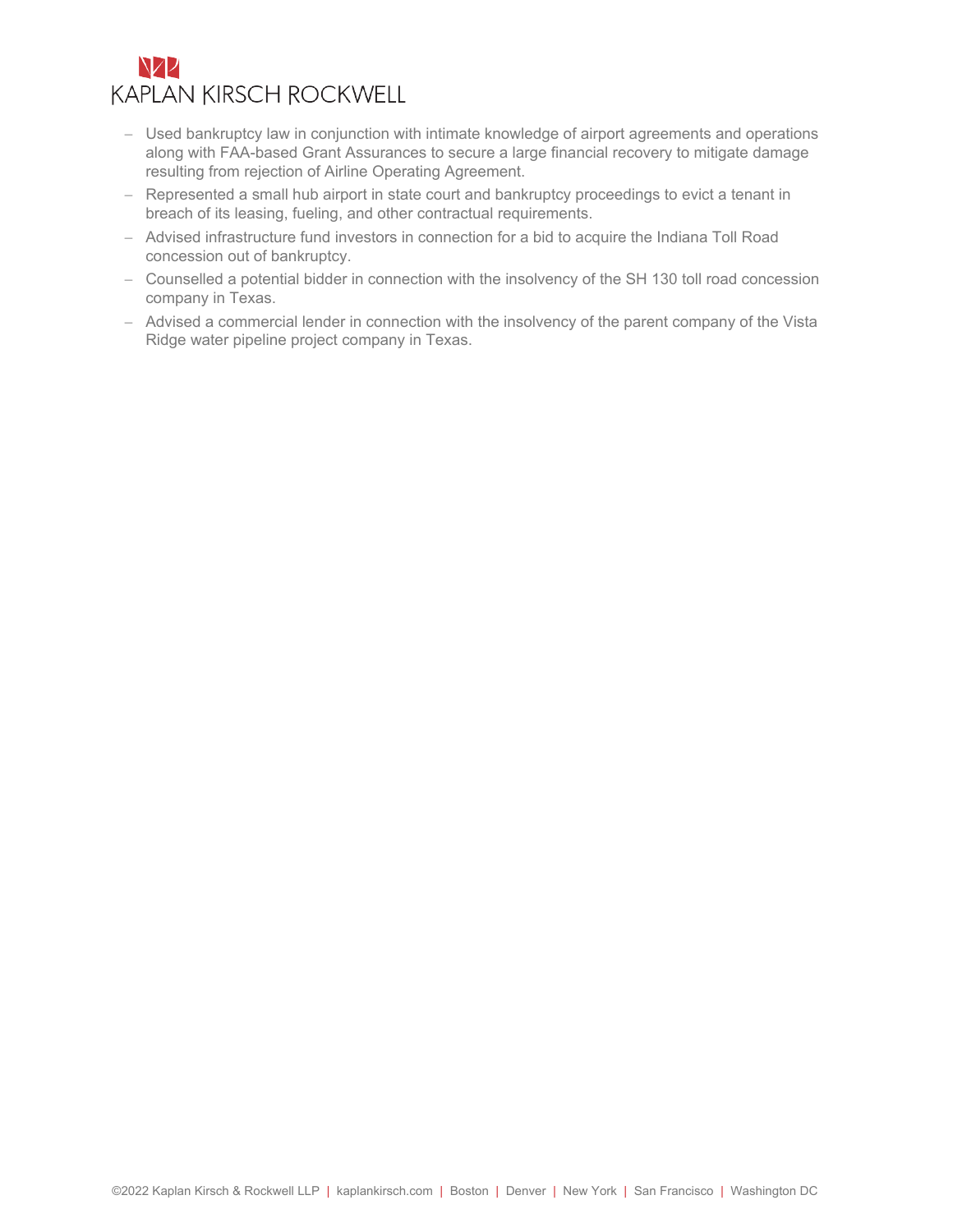- Used bankruptcy law in conjunction with intimate knowledge of airport agreements and operations along with FAA-based Grant Assurances to secure a large financial recovery to mitigate damage resulting from rejection of Airline Operating Agreement.
- Represented a small hub airport in state court and bankruptcy proceedings to evict a tenant in breach of its leasing, fueling, and other contractual requirements.
- Advised infrastructure fund investors in connection for a bid to acquire the Indiana Toll Road concession out of bankruptcy.
- Counselled a potential bidder in connection with the insolvency of the SH 130 toll road concession company in Texas.
- Advised a commercial lender in connection with the insolvency of the parent company of the Vista Ridge water pipeline project company in Texas.